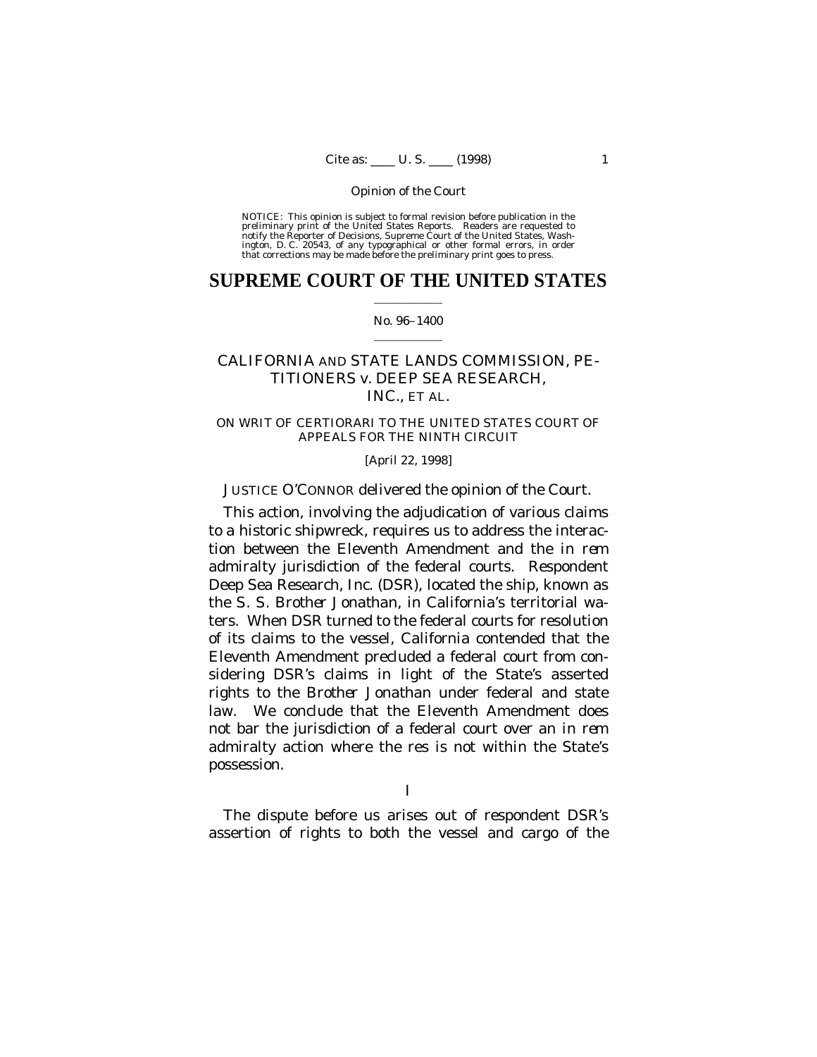NOTICE: This opinion is subject to formal revision before publication in the preliminary print of the United States Reports. Readers are requested to notify the Reporter of Decisions, Supreme Court of the United States, Washington, D. C. 20543, of any typographical or other formal errors, in order that corrections may be made before the preliminary print goes to press.

# SUPREME COURT OF THE UNITED STATES

No. 96–1400

CALIFORNIA AND STATE LANDS COMMISSION, PETITIONERS *v.* DEEP SEA RESEARCH, INC., ET AL.

ON WRIT OF CERTIORARI TO THE UNITED STATES COURT OF APPEALS FOR THE NINTH CIRCUIT

[April 22, 1998]

JUSTICE O'CONNOR delivered the opinion of the Court.

This action, involving the adjudication of various claims to a historic shipwreck, requires us to address the interaction between the Eleventh Amendment and the *in rem* admiralty jurisdiction of the federal courts. Respondent Deep Sea Research, Inc. (DSR), located the ship, known as the S. S. *Brother Jonathan*, in California's territorial waters. When DSR turned to the federal courts for resolution of its claims to the vessel, California contended that the Eleventh Amendment precluded a federal court from considering DSR's claims in light of the State's asserted rights to the *Brother Jonathan* under federal and state law. We conclude that the Eleventh Amendment does not bar the jurisdiction of a federal court over an *in rem* admiralty action where the res is not within the State's possession.

## I

The dispute before us arises out of respondent DSR's assertion of rights to both the vessel and cargo of the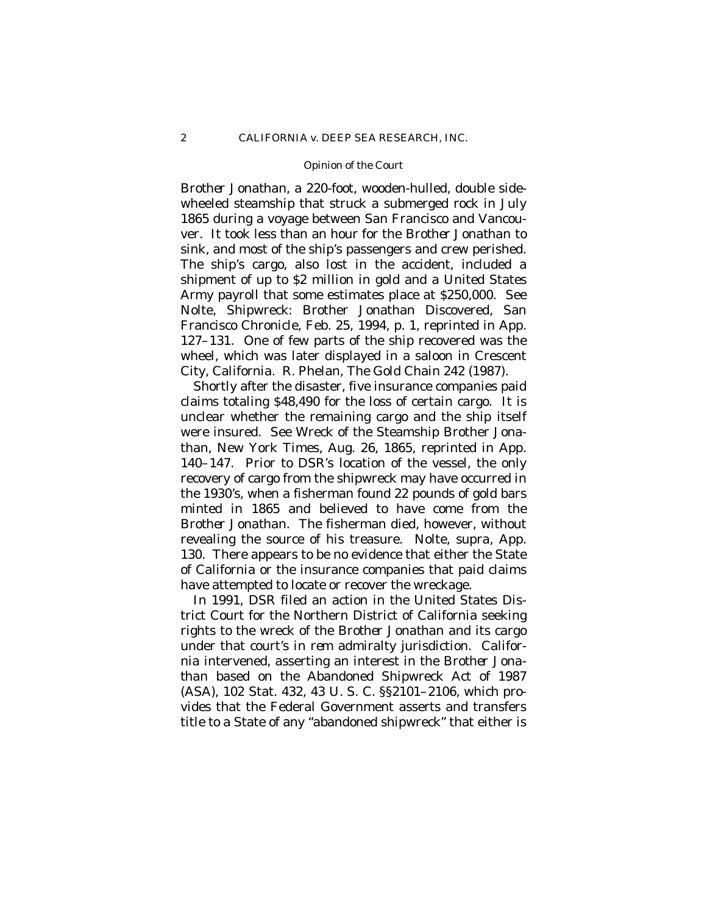*Brother Jonathan*, a 220-foot, wooden-hulled, double side-wheeled steamship that struck a submerged rock in July 1865 during a voyage between San Francisco and Vancouver. It took less than an hour for the *Brother Jonathan* to sink, and most of the ship's passengers and crew perished. The ship's cargo, also lost in the accident, included a shipment of up to $2 million in gold and a United States Army payroll that some estimates place at $250,000. See Nolte, Shipwreck: Brother Jonathan Discovered, San Francisco Chronicle, Feb. 25, 1994, p. 1, reprinted in App. 127–131. One of few parts of the ship recovered was the wheel, which was later displayed in a saloon in Crescent City, California. R. Phelan, The Gold Chain 242 (1987).

Shortly after the disaster, five insurance companies paid claims totaling $48,490 for the loss of certain cargo. It is unclear whether the remaining cargo and the ship itself were insured. See Wreck of the Steamship Brother Jonathan, New York Times, Aug. 26, 1865, reprinted in App. 140–147. Prior to DSR's location of the vessel, the only recovery of cargo from the shipwreck may have occurred in the 1930's, when a fisherman found 22 pounds of gold bars minted in 1865 and believed to have come from the *Brother Jonathan*. The fisherman died, however, without revealing the source of his treasure. Nolte, *supra*, App. 130. There appears to be no evidence that either the State of California or the insurance companies that paid claims have attempted to locate or recover the wreckage.

In 1991, DSR filed an action in the United States District Court for the Northern District of California seeking rights to the wreck of the *Brother Jonathan* and its cargo under that court's *in rem* admiralty jurisdiction. California intervened, asserting an interest in the *Brother Jonathan* based on the Abandoned Shipwreck Act of 1987 (ASA), 102 Stat. 432, 43 U. S. C. §§2101–2106, which provides that the Federal Government asserts and transfers title to a State of any "abandoned shipwreck" that either is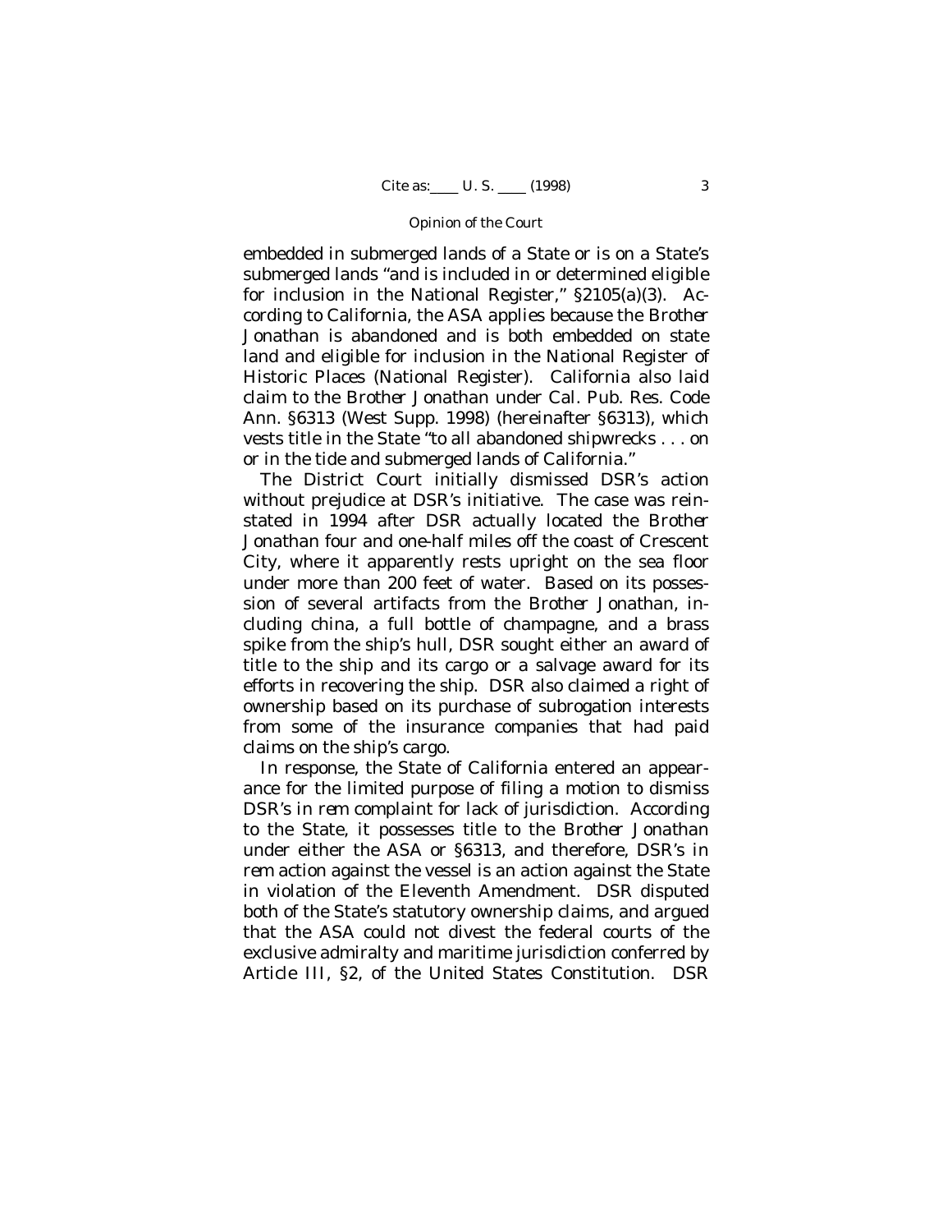embedded in submerged lands of a State or is on a State's submerged lands "and is included in or determined eligible for inclusion in the National Register," §2105(a)(3). According to California, the ASA applies because the *Brother Jonathan* is abandoned and is both embedded on state land and eligible for inclusion in the National Register of Historic Places (National Register). California also laid claim to the *Brother Jonathan* under Cal. Pub. Res. Code Ann. §6313 (West Supp. 1998) (hereinafter §6313), which vests title in the State "to all abandoned shipwrecks . . . on or in the tide and submerged lands of California."

The District Court initially dismissed DSR's action without prejudice at DSR's initiative. The case was reinstated in 1994 after DSR actually located the *Brother Jonathan* four and one-half miles off the coast of Crescent City, where it apparently rests upright on the sea floor under more than 200 feet of water. Based on its possession of several artifacts from the *Brother Jonathan*, including china, a full bottle of champagne, and a brass spike from the ship's hull, DSR sought either an award of title to the ship and its cargo or a salvage award for its efforts in recovering the ship. DSR also claimed a right of ownership based on its purchase of subrogation interests from some of the insurance companies that had paid claims on the ship's cargo.

In response, the State of California entered an appearance for the limited purpose of filing a motion to dismiss DSR's *in rem* complaint for lack of jurisdiction. According to the State, it possesses title to the *Brother Jonathan* under either the ASA or §6313, and therefore, DSR's *in rem* action against the vessel is an action against the State in violation of the Eleventh Amendment. DSR disputed both of the State's statutory ownership claims, and argued that the ASA could not divest the federal courts of the exclusive admiralty and maritime jurisdiction conferred by Article III, §2, of the United States Constitution. DSR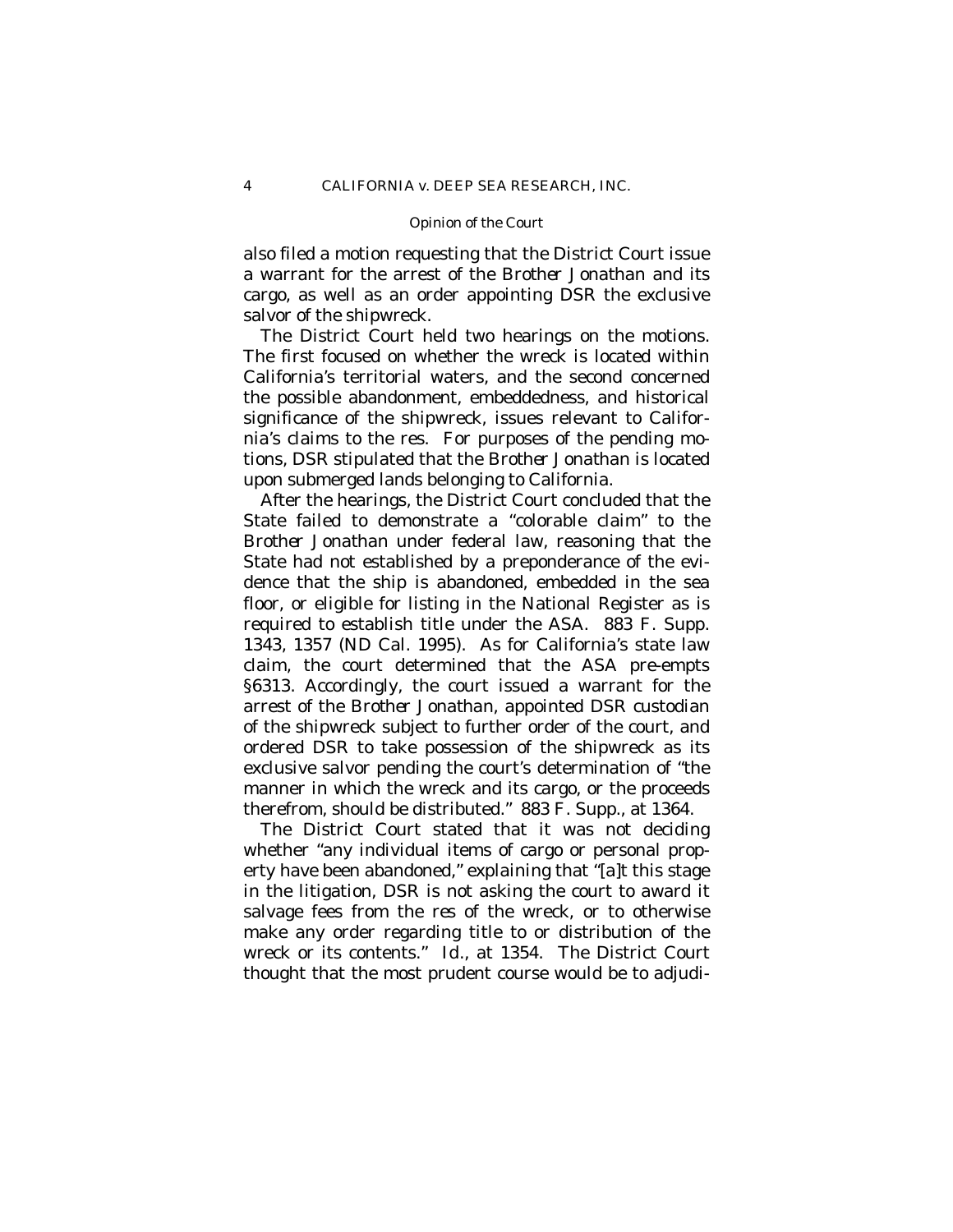also filed a motion requesting that the District Court issue a warrant for the arrest of the *Brother Jonathan* and its cargo, as well as an order appointing DSR the exclusive salvor of the shipwreck.

The District Court held two hearings on the motions. The first focused on whether the wreck is located within California's territorial waters, and the second concerned the possible abandonment, embeddedness, and historical significance of the shipwreck, issues relevant to California's claims to the res. For purposes of the pending motions, DSR stipulated that the *Brother Jonathan* is located upon submerged lands belonging to California.

After the hearings, the District Court concluded that the State failed to demonstrate a "colorable claim" to the *Brother Jonathan* under federal law, reasoning that the State had not established by a preponderance of the evidence that the ship is abandoned, embedded in the sea floor, or eligible for listing in the National Register as is required to establish title under the ASA. 883 F. Supp. 1343, 1357 (ND Cal. 1995). As for California's state law claim, the court determined that the ASA pre-empts §6313. Accordingly, the court issued a warrant for the arrest of the *Brother Jonathan*, appointed DSR custodian of the shipwreck subject to further order of the court, and ordered DSR to take possession of the shipwreck as its exclusive salvor pending the court's determination of "the manner in which the wreck and its cargo, or the proceeds therefrom, should be distributed." 883 F. Supp., at 1364.

The District Court stated that it was not deciding whether "any individual items of cargo or personal property have been abandoned," explaining that "[a]t this stage in the litigation, DSR is not asking the court to award it salvage fees from the res of the wreck, or to otherwise make any order regarding title to or distribution of the wreck or its contents." *Id.*, at 1354. The District Court thought that the most prudent course would be to adjudi-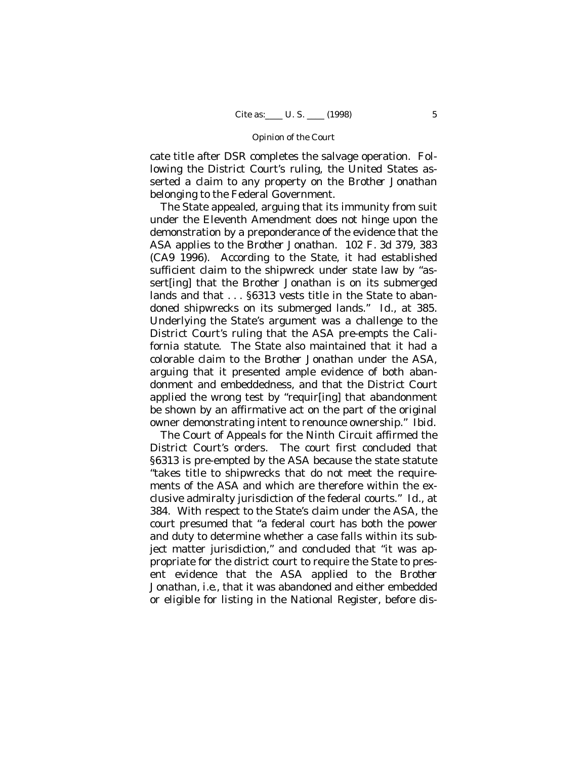cate title after DSR completes the salvage operation. Following the District Court's ruling, the United States asserted a claim to any property on the *Brother Jonathan* belonging to the Federal Government.

The State appealed, arguing that its immunity from suit under the Eleventh Amendment does not hinge upon the demonstration by a preponderance of the evidence that the ASA applies to the *Brother Jonathan*. 102 F. 3d 379, 383 (CA9 1996). According to the State, it had established sufficient claim to the shipwreck under state law by "assert[ing] that the *Brother Jonathan* is on its submerged lands and that . . . §6313 vests title in the State to abandoned shipwrecks on its submerged lands." *Id.*, at 385. Underlying the State's argument was a challenge to the District Court's ruling that the ASA pre-empts the California statute. The State also maintained that it had a colorable claim to the *Brother Jonathan* under the ASA, arguing that it presented ample evidence of both abandonment and embeddedness, and that the District Court applied the wrong test by "requir[ing] that abandonment be shown by an affirmative act on the part of the original owner demonstrating intent to renounce ownership." *Ibid.*

The Court of Appeals for the Ninth Circuit affirmed the District Court's orders. The court first concluded that §6313 is pre-empted by the ASA because the state statute "takes title to shipwrecks that do not meet the requirements of the ASA and which are therefore within the exclusive admiralty jurisdiction of the federal courts." *Id.*, at 384. With respect to the State's claim under the ASA, the court presumed that "a federal court has both the power and duty to determine whether a case falls within its subject matter jurisdiction," and concluded that "it was appropriate for the district court to require the State to present evidence that the ASA applied to the *Brother Jonathan*, i.e., that it was abandoned and either embedded or eligible for listing in the National Register, before dis-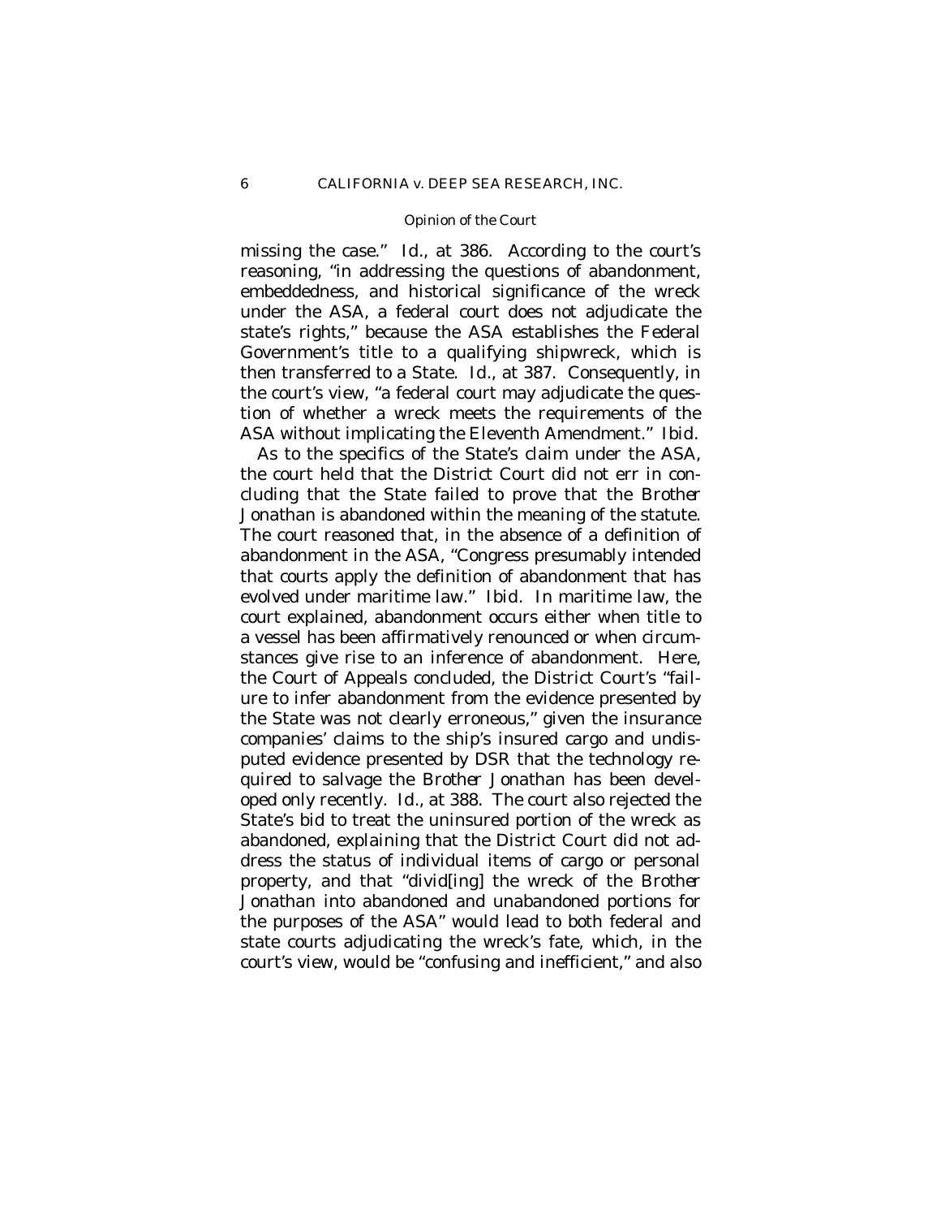missing the case." *Id.*, at 386. According to the court's reasoning, "in addressing the questions of abandonment, embeddedness, and historical significance of the wreck under the ASA, a federal court does not adjudicate the state's rights," because the ASA establishes the Federal Government's title to a qualifying shipwreck, which is then transferred to a State. *Id.*, at 387. Consequently, in the court's view, "a federal court may adjudicate the question of whether a wreck meets the requirements of the ASA without implicating the Eleventh Amendment." *Ibid.*

As to the specifics of the State's claim under the ASA, the court held that the District Court did not err in concluding that the State failed to prove that the *Brother Jonathan* is abandoned within the meaning of the statute. The court reasoned that, in the absence of a definition of abandonment in the ASA, "Congress presumably intended that courts apply the definition of abandonment that has evolved under maritime law." *Ibid.* In maritime law, the court explained, abandonment occurs either when title to a vessel has been affirmatively renounced or when circumstances give rise to an inference of abandonment. Here, the Court of Appeals concluded, the District Court's "failure to infer abandonment from the evidence presented by the State was not clearly erroneous," given the insurance companies' claims to the ship's insured cargo and undisputed evidence presented by DSR that the technology required to salvage the *Brother Jonathan* has been developed only recently. *Id.*, at 388. The court also rejected the State's bid to treat the uninsured portion of the wreck as abandoned, explaining that the District Court did not address the status of individual items of cargo or personal property, and that "divid[ing] the wreck of the *Brother Jonathan* into abandoned and unabandoned portions for the purposes of the ASA" would lead to both federal and state courts adjudicating the wreck's fate, which, in the court's view, would be "confusing and inefficient," and also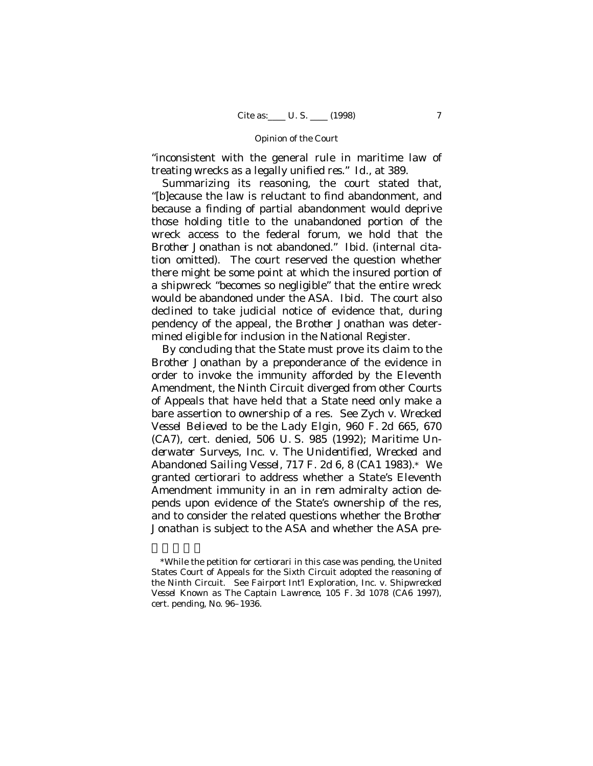"inconsistent with the general rule in maritime law of treating wrecks as a legally unified *res*." *Id.*, at 389.

Summarizing its reasoning, the court stated that, "[b]ecause the law is reluctant to find abandonment, and because a finding of partial abandonment would deprive those holding title to the unabandoned portion of the wreck access to the federal forum, we hold that the *Brother Jonathan* is not abandoned." *Ibid.* (internal citation omitted). The court reserved the question whether there might be some point at which the insured portion of a shipwreck "becomes so negligible" that the entire wreck would be abandoned under the ASA. *Ibid.* The court also declined to take judicial notice of evidence that, during pendency of the appeal, the *Brother Jonathan* was determined eligible for inclusion in the National Register.

By concluding that the State must prove its claim to the *Brother Jonathan* by a preponderance of the evidence in order to invoke the immunity afforded by the Eleventh Amendment, the Ninth Circuit diverged from other Courts of Appeals that have held that a State need only make a bare assertion to ownership of a res. See *Zych* v. *Wrecked Vessel Believed to be the Lady Elgin*, 960 F. 2d 665, 670 (CA7), cert. denied, 506 U. S. 985 (1992); *Maritime Underwater Surveys, Inc.* v. *The Unidentified, Wrecked and Abandoned Sailing Vessel*, 717 F. 2d 6, 8 (CA1 1983).* We granted certiorari to address whether a State's Eleventh Amendment immunity in an *in rem* admiralty action depends upon evidence of the State's ownership of the res, and to consider the related questions whether the *Brother Jonathan* is subject to the ASA and whether the ASA pre-

---

*While the petition for certiorari in this case was pending, the United States Court of Appeals for the Sixth Circuit adopted the reasoning of the Ninth Circuit. See *Fairport Int'l Exploration, Inc.* v. *Shipwrecked Vessel Known as The Captain Lawrence*, 105 F. 3d 1078 (CA6 1997), cert. pending, No. 96–1936.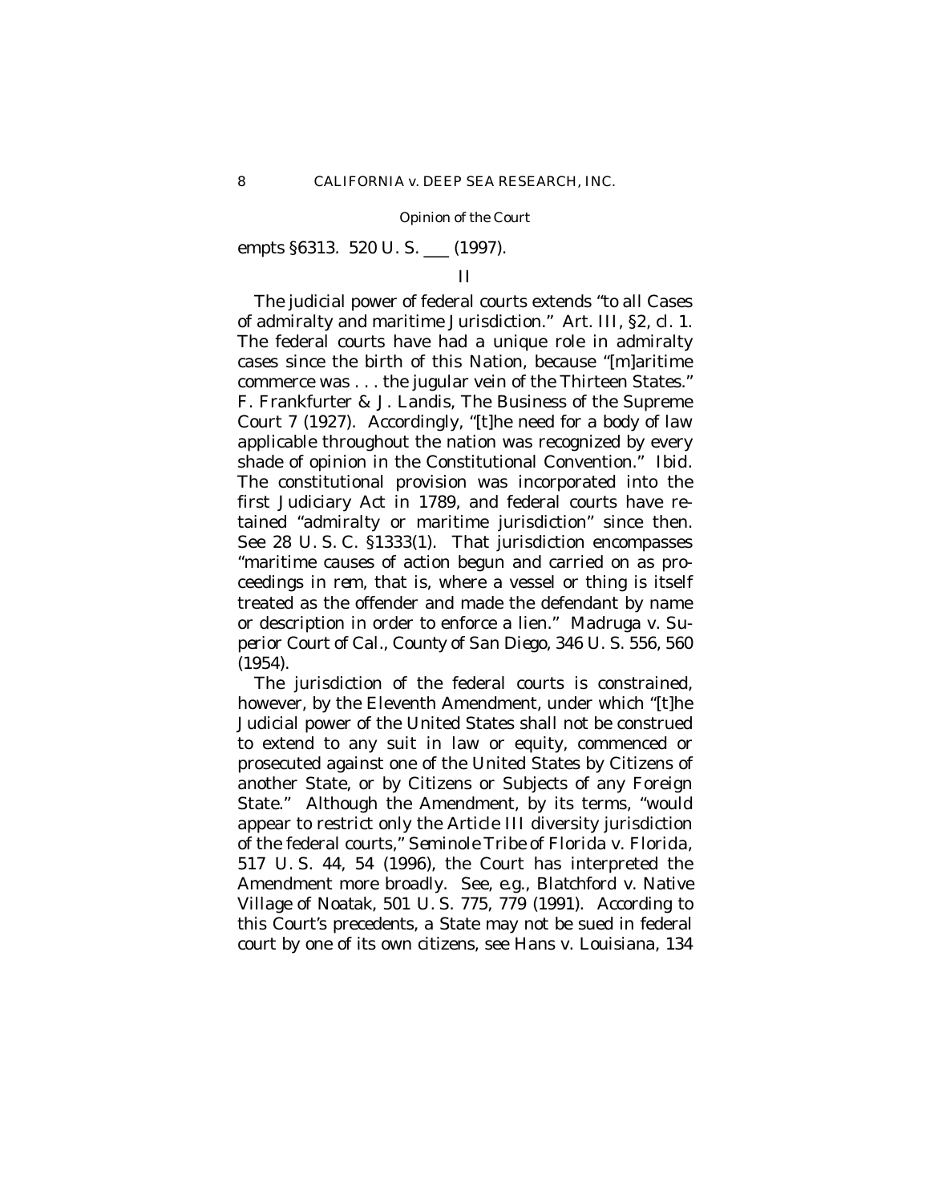empts §6313. 520 U. S. ___ (1997).

II

The judicial power of federal courts extends "to all Cases of admiralty and maritime Jurisdiction." Art. III, §2, cl. 1. The federal courts have had a unique role in admiralty cases since the birth of this Nation, because "[m]aritime commerce was . . . the jugular vein of the Thirteen States." F. Frankfurter & J. Landis, The Business of the Supreme Court 7 (1927). Accordingly, "[t]he need for a body of law applicable throughout the nation was recognized by every shade of opinion in the Constitutional Convention." *Ibid.* The constitutional provision was incorporated into the first Judiciary Act in 1789, and federal courts have retained "admiralty or maritime jurisdiction" since then. See 28 U. S. C. §1333(1). That jurisdiction encompasses "maritime causes of action begun and carried on as proceedings *in rem*, that is, where a vessel or thing is itself treated as the offender and made the defendant by name or description in order to enforce a lien." *Madruga* v. *Superior Court of Cal., County of San Diego*, 346 U. S. 556, 560 (1954).

The jurisdiction of the federal courts is constrained, however, by the Eleventh Amendment, under which "[t]he Judicial power of the United States shall not be construed to extend to any suit in law or equity, commenced or prosecuted against one of the United States by Citizens of another State, or by Citizens or Subjects of any Foreign State." Although the Amendment, by its terms, "would appear to restrict only the Article III diversity jurisdiction of the federal courts," *Seminole Tribe of Florida* v. *Florida*, 517 U. S. 44, 54 (1996), the Court has interpreted the Amendment more broadly. See, *e.g.*, *Blatchford* v. *Native Village of Noatak*, 501 U. S. 775, 779 (1991). According to this Court's precedents, a State may not be sued in federal court by one of its own citizens, see *Hans* v. *Louisiana*, 134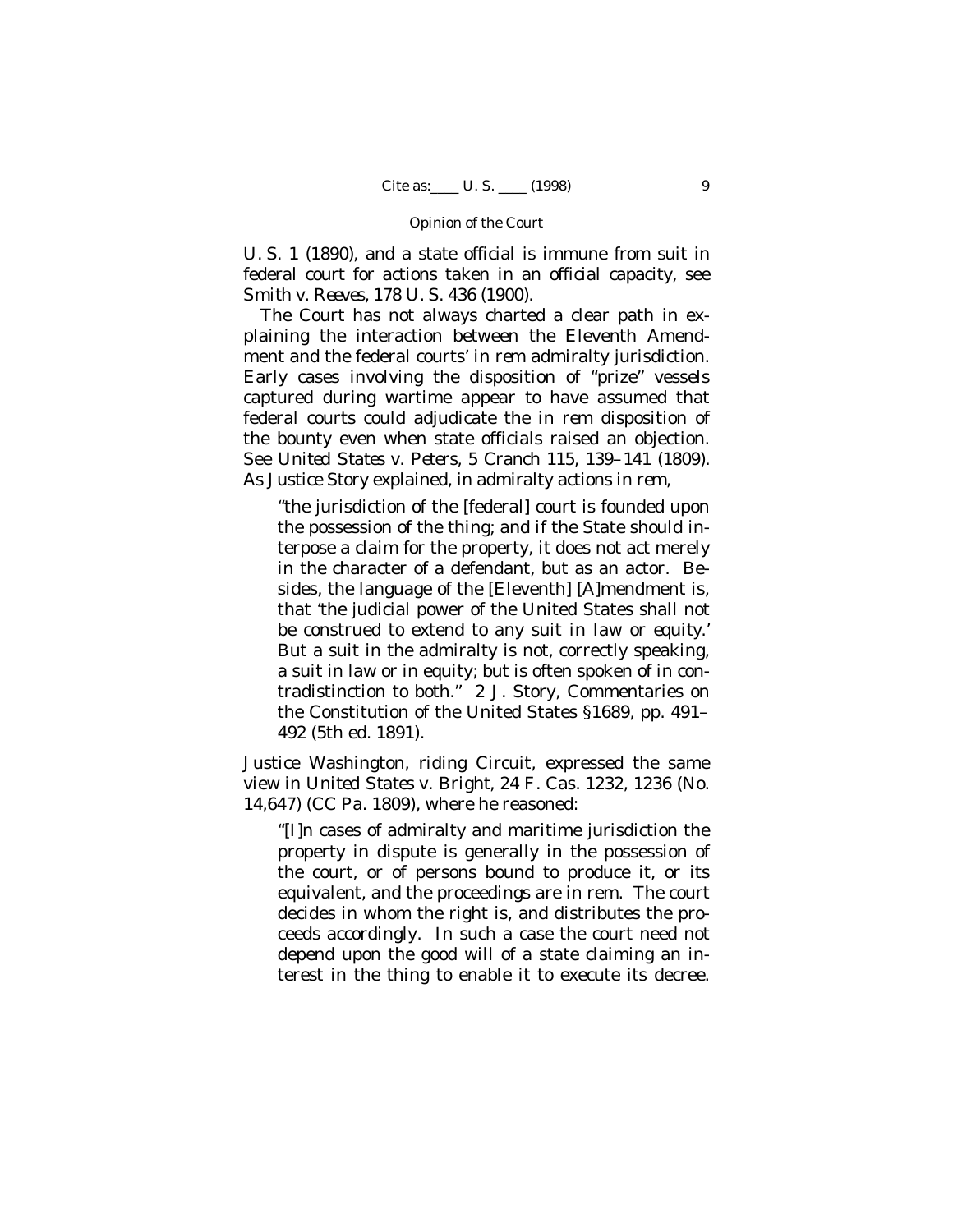U. S. 1 (1890), and a state official is immune from suit in federal court for actions taken in an official capacity, see *Smith* v. *Reeves*, 178 U. S. 436 (1900).

The Court has not always charted a clear path in explaining the interaction between the Eleventh Amendment and the federal courts' *in rem* admiralty jurisdiction. Early cases involving the disposition of "prize" vessels captured during wartime appear to have assumed that federal courts could adjudicate the *in rem* disposition of the bounty even when state officials raised an objection. See *United States* v. *Peters*, 5 Cranch 115, 139–141 (1809). As Justice Story explained, in admiralty actions *in rem*,

> "the jurisdiction of the [federal] court is founded upon the possession of the thing; and if the State should interpose a claim for the property, it does not act merely in the character of a defendant, but as an actor. Besides, the language of the [Eleventh] [A]mendment is, that 'the judicial power of the United States shall not be construed to extend to any suit in law or equity.' But a suit in the admiralty is not, correctly speaking, a suit in law or in equity; but is often spoken of in contradistinction to both." 2 J. Story, Commentaries on the Constitution of the United States §1689, pp. 491–492 (5th ed. 1891).

Justice Washington, riding Circuit, expressed the same view in *United States* v. *Bright*, 24 F. Cas. 1232, 1236 (No. 14,647) (CC Pa. 1809), where he reasoned:

> "[I]n cases of admiralty and maritime jurisdiction the property in dispute is generally in the possession of the court, or of persons bound to produce it, or its equivalent, and the proceedings are in rem. The court decides in whom the right is, and distributes the proceeds accordingly. In such a case the court need not depend upon the good will of a state claiming an interest in the thing to enable it to execute its decree.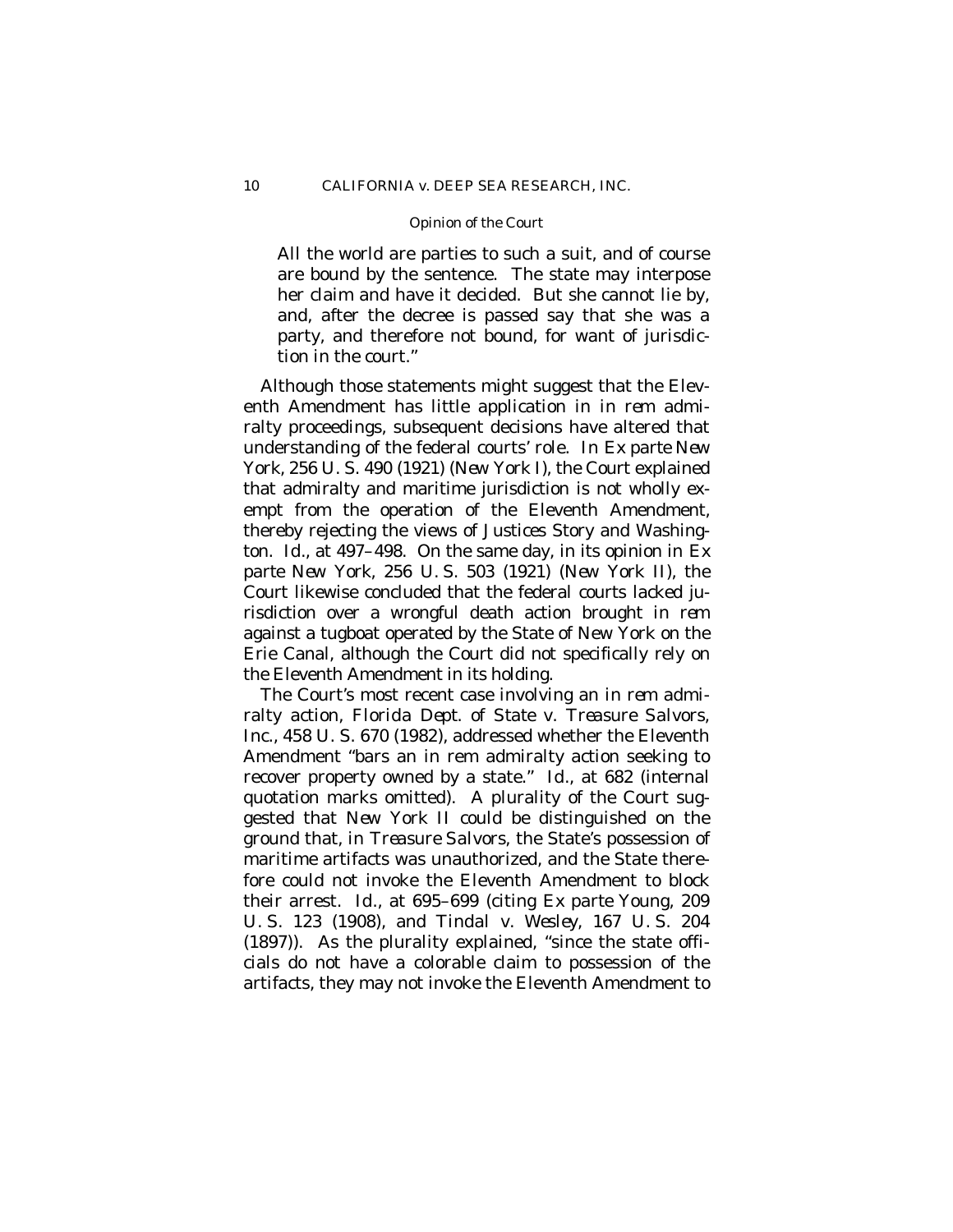All the world are parties to such a suit, and of course are bound by the sentence. The state may interpose her claim and have it decided. But she cannot lie by, and, after the decree is passed say that she was a party, and therefore not bound, for want of jurisdiction in the court."

Although those statements might suggest that the Eleventh Amendment has little application in *in rem* admiralty proceedings, subsequent decisions have altered that understanding of the federal courts' role. In *Ex parte New York*, 256 U. S. 490 (1921) (*New York I*), the Court explained that admiralty and maritime jurisdiction is not wholly exempt from the operation of the Eleventh Amendment, thereby rejecting the views of Justices Story and Washington. *Id.*, at 497–498. On the same day, in its opinion in *Ex parte New York*, 256 U. S. 503 (1921) (*New York II*), the Court likewise concluded that the federal courts lacked jurisdiction over a wrongful death action brought *in rem* against a tugboat operated by the State of New York on the Erie Canal, although the Court did not specifically rely on the Eleventh Amendment in its holding.

The Court's most recent case involving an *in rem* admiralty action, *Florida Dept. of State* v. *Treasure Salvors, Inc.*, 458 U. S. 670 (1982), addressed whether the Eleventh Amendment "bars an in rem admiralty action seeking to recover property owned by a state." *Id.*, at 682 (internal quotation marks omitted). A plurality of the Court suggested that *New York II* could be distinguished on the ground that, in *Treasure Salvors*, the State's possession of maritime artifacts was unauthorized, and the State therefore could not invoke the Eleventh Amendment to block their arrest. *Id.*, at 695–699 (citing *Ex parte Young*, 209 U. S. 123 (1908), and *Tindal* v. *Wesley*, 167 U. S. 204 (1897)). As the plurality explained, "since the state officials do not have a colorable claim to possession of the artifacts, they may not invoke the Eleventh Amendment to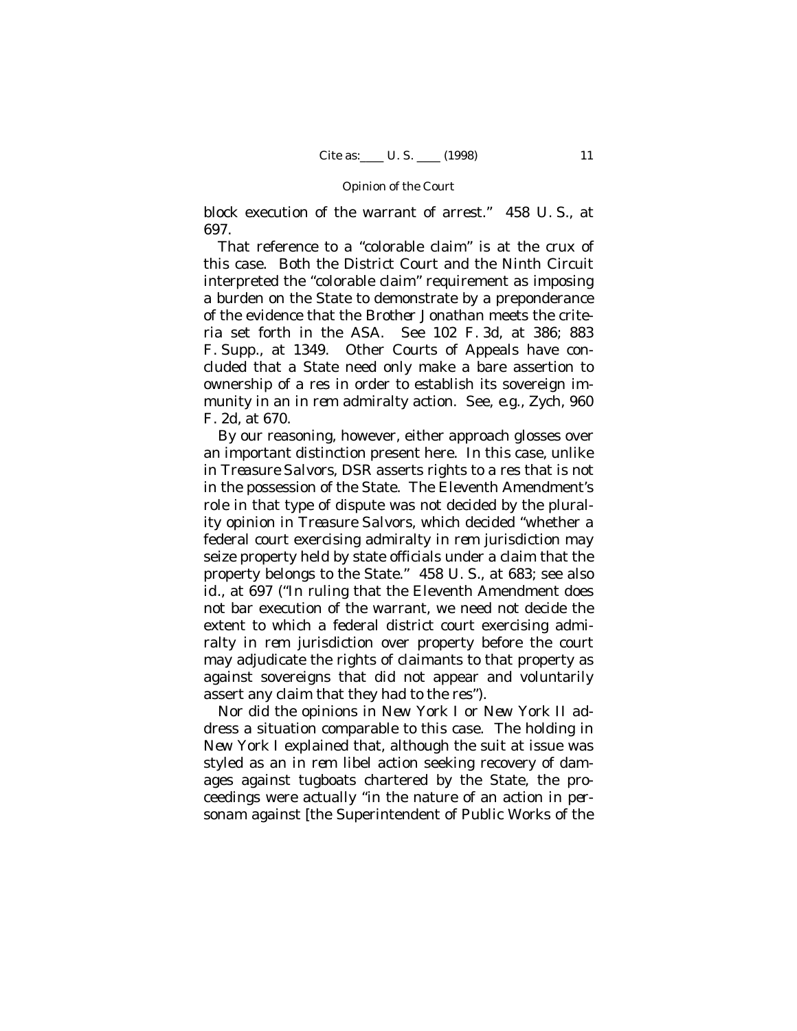block execution of the warrant of arrest." 458 U. S., at 697.

That reference to a "colorable claim" is at the crux of this case. Both the District Court and the Ninth Circuit interpreted the "colorable claim" requirement as imposing a burden on the State to demonstrate by a preponderance of the evidence that the *Brother Jonathan* meets the criteria set forth in the ASA. See 102 F. 3d, at 386; 883 F. Supp., at 1349. Other Courts of Appeals have concluded that a State need only make a bare assertion to ownership of a res in order to establish its sovereign immunity in an in rem admiralty action. See, *e.g., Zych*, 960 F. 2d, at 670.

By our reasoning, however, either approach glosses over an important distinction present here. In this case, unlike in *Treasure Salvors*, DSR asserts rights to a res that is not in the possession of the State. The Eleventh Amendment's role in that type of dispute was not decided by the plurality opinion in *Treasure Salvors*, which decided "whether a federal court exercising admiralty *in rem* jurisdiction may seize property held by state officials under a claim that the property belongs to the State." 458 U. S., at 683; see also *id.*, at 697 ("In ruling that the Eleventh Amendment does not bar execution of the warrant, we need not decide the extent to which a federal district court exercising admiralty *in rem* jurisdiction over property before the court may adjudicate the rights of claimants to that property as against sovereigns that did not appear and voluntarily assert any claim that they had to the res").

Nor did the opinions in *New York I* or *New York II* address a situation comparable to this case. The holding in *New York I* explained that, although the suit at issue was styled as an in rem libel action seeking recovery of damages against tugboats chartered by the State, the proceedings were actually "in the nature of an action in personam against [the Superintendent of Public Works of the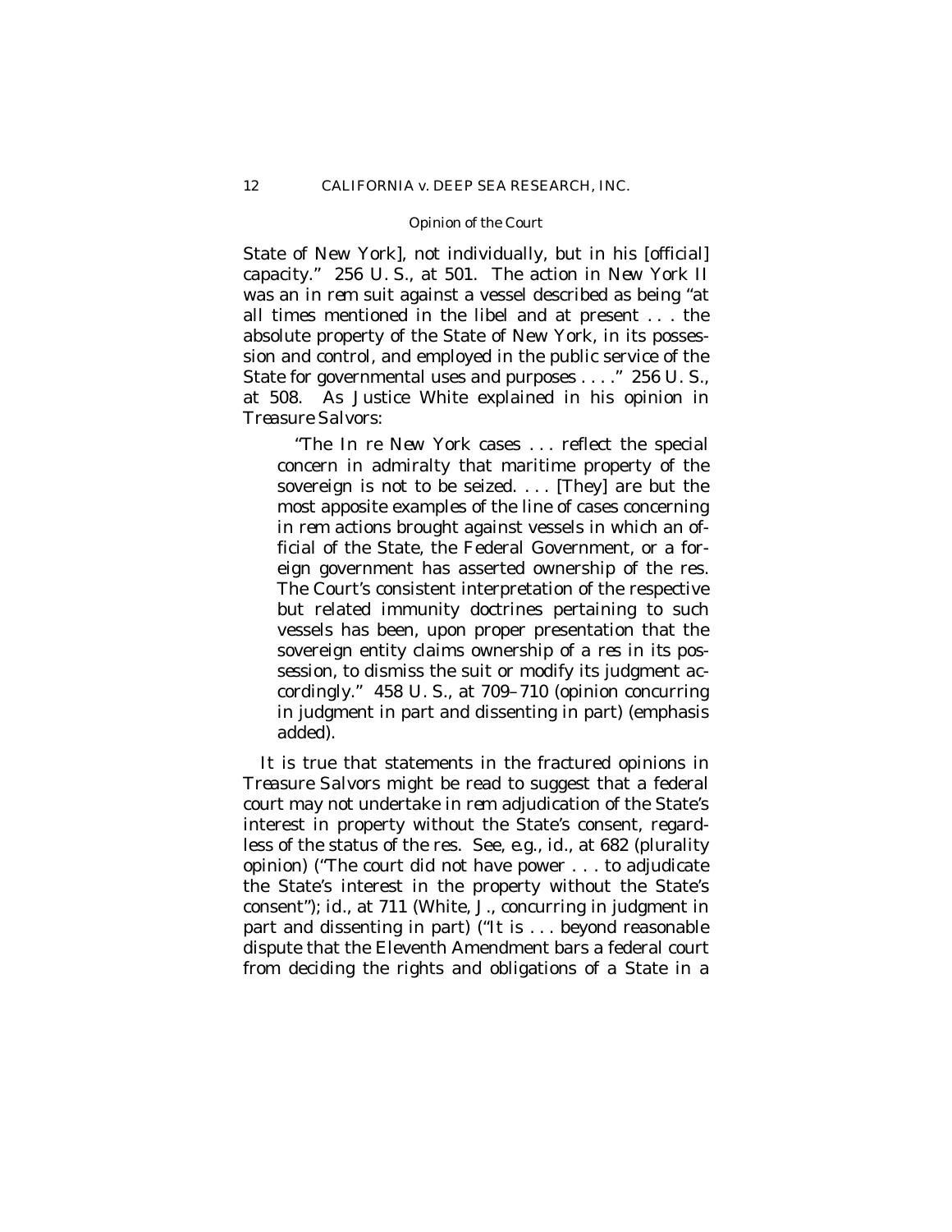State of New York], not individually, but in his [official] capacity." 256 U. S., at 501. The action in *New York II* was an *in rem* suit against a vessel described as being "at all times mentioned in the libel and at present . . . the absolute property of the State of New York, in its possession and control, and employed in the public service of the State for governmental uses and purposes . . . ." 256 U. S., at 508. As Justice White explained in his opinion in *Treasure Salvors*:

> "The *In re New York* cases . . . reflect the special concern in admiralty that maritime property of the sovereign is not to be seized. . . . [They] are but the most apposite examples of the line of cases concerning *in rem* actions brought against vessels in which an official of the State, the Federal Government, or a foreign government has asserted ownership of the res. The Court's consistent interpretation of the respective but related immunity doctrines pertaining to such vessels has been, upon proper presentation that the sovereign entity claims ownership of a *res in its possession*, to dismiss the suit or modify its judgment accordingly." 458 U. S., at 709–710 (opinion concurring in judgment in part and dissenting in part) (emphasis added).

It is true that statements in the fractured opinions in *Treasure Salvors* might be read to suggest that a federal court may not undertake *in rem* adjudication of the State's interest in property without the State's consent, regardless of the status of the *res*. See, *e.g.*, *id.*, at 682 (plurality opinion) ("The court did not have power . . . to adjudicate the State's interest in the property without the State's consent"); *id.*, at 711 (White, J., concurring in judgment in part and dissenting in part) ("It is . . . beyond reasonable dispute that the Eleventh Amendment bars a federal court from deciding the rights and obligations of a State in a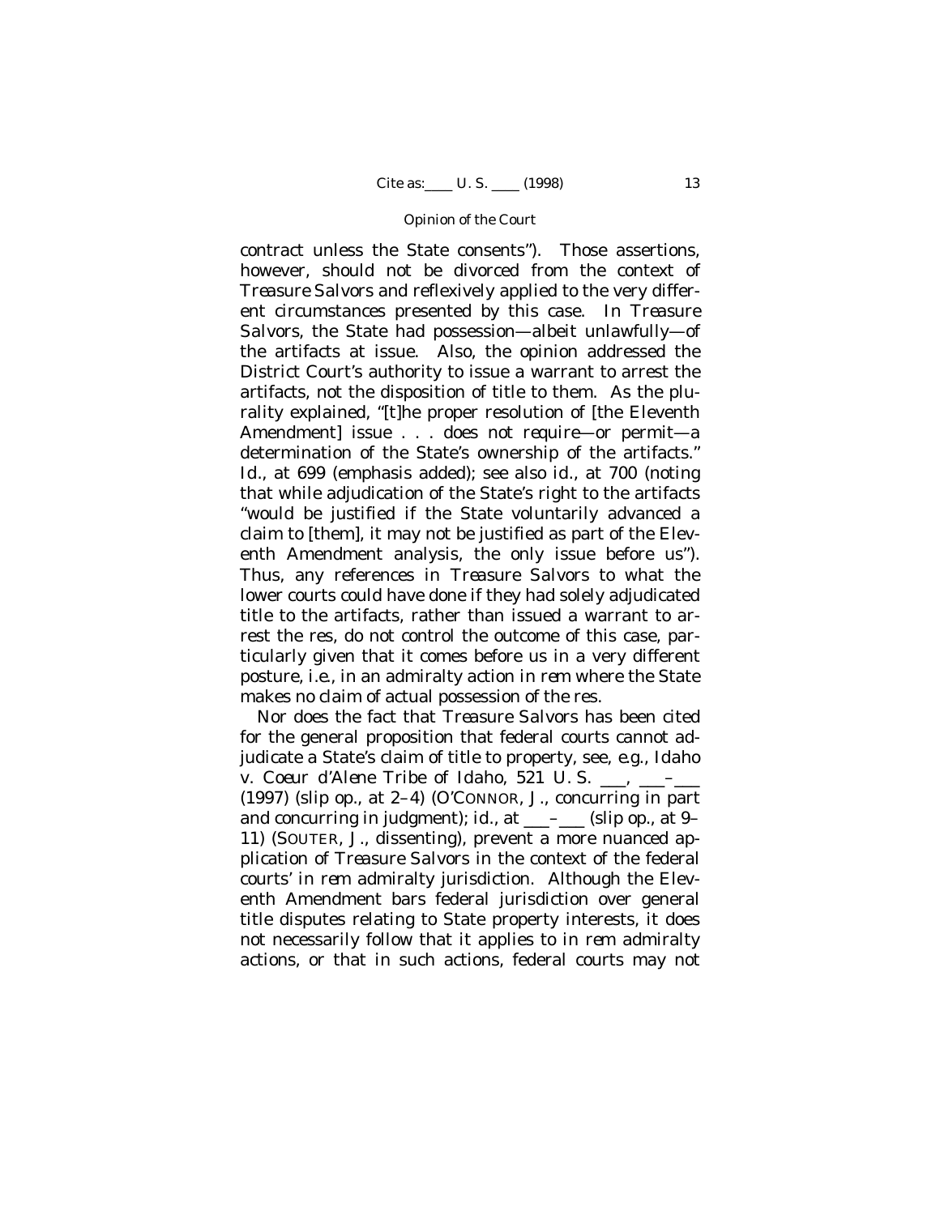contract unless the State consents"). Those assertions, however, should not be divorced from the context of *Treasure Salvors* and reflexively applied to the very different circumstances presented by this case. In *Treasure Salvors*, the State had possession—albeit unlawfully—of the artifacts at issue. Also, the opinion addressed the District Court's authority to issue a warrant to arrest the artifacts, not the disposition of title to them. As the plurality explained, "[t]he proper resolution of [the Eleventh Amendment] issue . . . does not require—*or permit*—a determination of the State's ownership of the artifacts." *Id.*, at 699 (emphasis added); see also *id.*, at 700 (noting that while adjudication of the State's right to the artifacts "would be justified if the State voluntarily advanced a claim to [them], it may not be justified as part of the Eleventh Amendment analysis, the only issue before us"). Thus, any references in *Treasure Salvors* to what the lower courts could have done if they had solely adjudicated title to the artifacts, rather than issued a warrant to arrest the res, do not control the outcome of this case, particularly given that it comes before us in a very different posture, *i.e.*, in an admiralty action *in rem* where the State makes no claim of actual possession of the res.

Nor does the fact that *Treasure Salvors* has been cited for the general proposition that federal courts cannot adjudicate a State's claim of title to property, see, *e.g.*, *Idaho* v. *Coeur d'Alene Tribe of Idaho*, 521 U. S. ___, ___–___ (1997) (slip op., at 2–4) (O'CONNOR, J., concurring in part and concurring in judgment); *id.*, at ___–___ (slip op., at 9–11) (SOUTER, J., dissenting), prevent a more nuanced application of *Treasure Salvors* in the context of the federal courts' *in rem* admiralty jurisdiction. Although the Eleventh Amendment bars federal jurisdiction over general title disputes relating to State property interests, it does not necessarily follow that it applies to *in rem* admiralty actions, or that in such actions, federal courts may not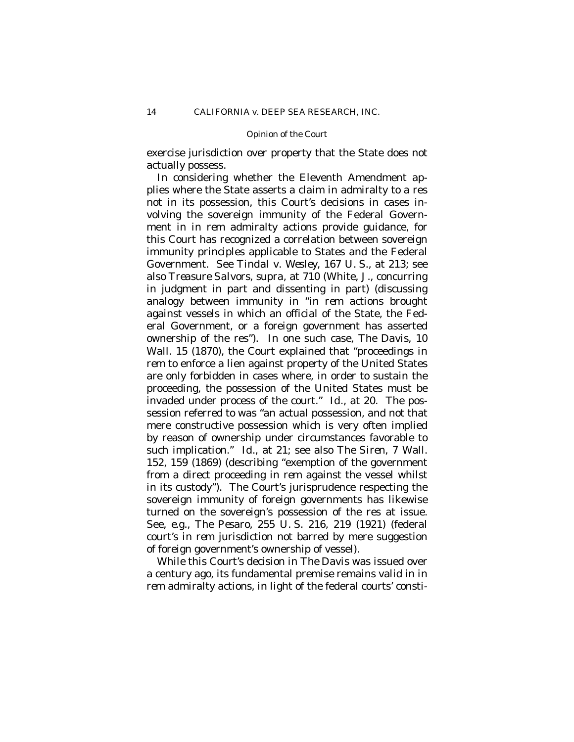exercise jurisdiction over property that the State does not actually possess.

In considering whether the Eleventh Amendment applies where the State asserts a claim in admiralty to a res not in its possession, this Court's decisions in cases involving the sovereign immunity of the Federal Government in *in rem* admiralty actions provide guidance, for this Court has recognized a correlation between sovereign immunity principles applicable to States and the Federal Government. See *Tindal* v. *Wesley*, 167 U. S., at 213; see also *Treasure Salvors*, *supra*, at 710 (White, J., concurring in judgment in part and dissenting in part) (discussing analogy between immunity in "*in rem* actions brought against vessels in which an official of the State, the Federal Government, or a foreign government has asserted ownership of the res"). In one such case, *The Davis*, 10 Wall. 15 (1870), the Court explained that "proceedings *in rem* to enforce a lien against property of the United States are only forbidden in cases where, in order to sustain the proceeding, the possession of the United States must be invaded under process of the court." *Id.*, at 20. The possession referred to was "an actual possession, and not that mere constructive possession which is very often implied by reason of ownership under circumstances favorable to such implication." *Id.*, at 21; see also *The Siren*, 7 Wall. 152, 159 (1869) (describing "exemption of the government from a direct proceeding *in rem* against the vessel whilst in its custody"). The Court's jurisprudence respecting the sovereign immunity of foreign governments has likewise turned on the sovereign's possession of the res at issue. See, *e.g.*, *The Pesaro*, 255 U. S. 216, 219 (1921) (federal court's *in rem* jurisdiction not barred by mere suggestion of foreign government's ownership of vessel).

While this Court's decision in *The Davis* was issued over a century ago, its fundamental premise remains valid in *in rem* admiralty actions, in light of the federal courts' consti-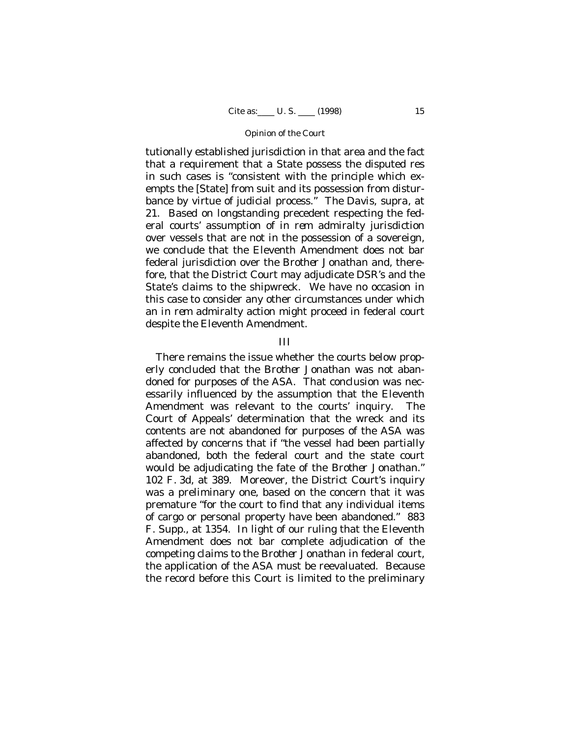tutionally established jurisdiction in that area and the fact that a requirement that a State possess the disputed res in such cases is "consistent with the principle which exempts the [State] from suit and its possession from disturbance by virtue of judicial process." *The Davis*, *supra*, at 21. Based on longstanding precedent respecting the federal courts' assumption of *in rem* admiralty jurisdiction over vessels that are not in the possession of a sovereign, we conclude that the Eleventh Amendment does not bar federal jurisdiction over the *Brother Jonathan* and, therefore, that the District Court may adjudicate DSR's and the State's claims to the shipwreck. We have no occasion in this case to consider any other circumstances under which an *in rem* admiralty action might proceed in federal court despite the Eleventh Amendment.

## III

There remains the issue whether the courts below properly concluded that the *Brother Jonathan* was not abandoned for purposes of the ASA. That conclusion was necessarily influenced by the assumption that the Eleventh Amendment was relevant to the courts' inquiry. The Court of Appeals' determination that the wreck and its contents are not abandoned for purposes of the ASA was affected by concerns that if "the vessel had been partially abandoned, both the federal court and the state court would be adjudicating the fate of the *Brother Jonathan*." 102 F. 3d, at 389. Moreover, the District Court's inquiry was a preliminary one, based on the concern that it was premature "for the court to find that any individual items of cargo or personal property have been abandoned." 883 F. Supp., at 1354. In light of our ruling that the Eleventh Amendment does not bar complete adjudication of the competing claims to the *Brother Jonathan* in federal court, the application of the ASA must be reevaluated. Because the record before this Court is limited to the preliminary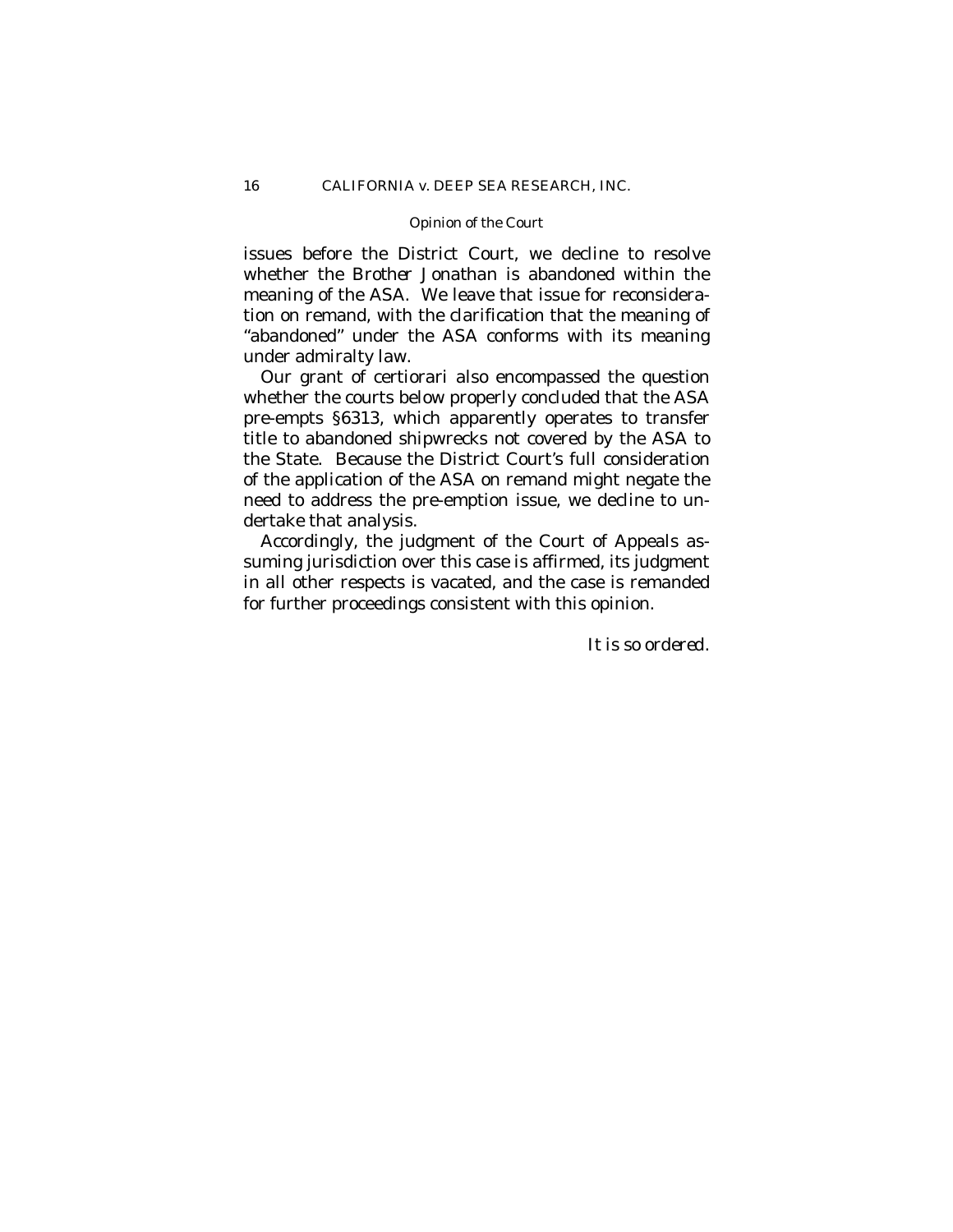issues before the District Court, we decline to resolve whether the *Brother Jonathan* is abandoned within the meaning of the ASA. We leave that issue for reconsideration on remand, with the clarification that the meaning of "abandoned" under the ASA conforms with its meaning under admiralty law.

Our grant of certiorari also encompassed the question whether the courts below properly concluded that the ASA pre-empts §6313, which apparently operates to transfer title to abandoned shipwrecks not covered by the ASA to the State. Because the District Court's full consideration of the application of the ASA on remand might negate the need to address the pre-emption issue, we decline to undertake that analysis.

Accordingly, the judgment of the Court of Appeals assuming jurisdiction over this case is affirmed, its judgment in all other respects is vacated, and the case is remanded for further proceedings consistent with this opinion.

*It is so ordered.*